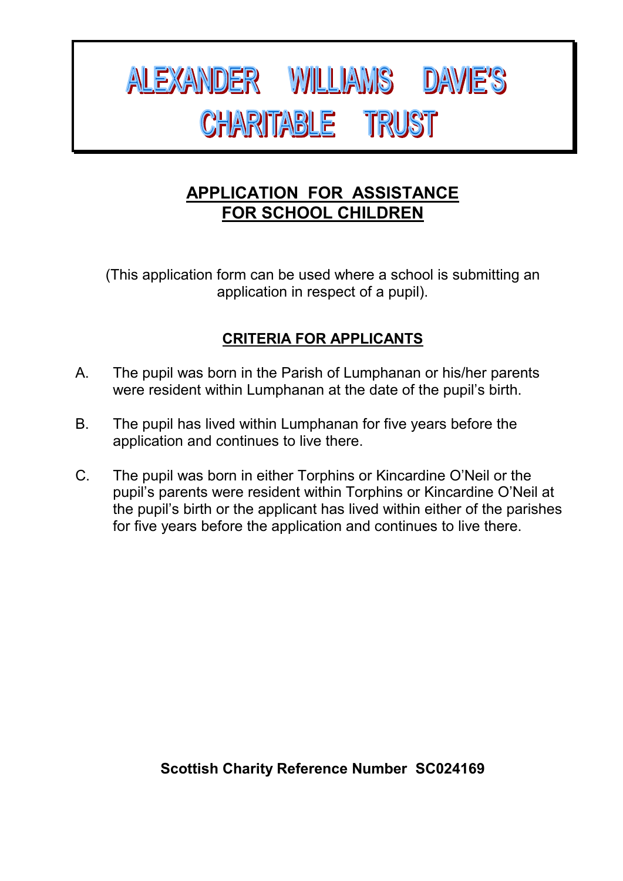# ALEXANDER WILLIAMS DAVIE'S CHARITABLE TRUST

## APPLICATION FOR ASSISTANCE FOR SCHOOL CHILDREN

(This application form can be used where a school is submitting an application in respect of a pupil).

### CRITERIA FOR APPLICANTS

A. The pupil was born in the Parish of Lumphanan or his/her parents were resident within Lumphanan at the date of the pupil's birth.

B. The pupil has lived within Lumphanan for five years before the application and continues to live there.

C. The pupil was born in either Torphins or Kincardine O'Neil or the pupil's parents were resident within Torphins or Kincardine O'Neil at the pupil's birth or the applicant has lived within either of the parishes for five years before the application and continues to live there.

**Scottish Charity Reference Number SC024169**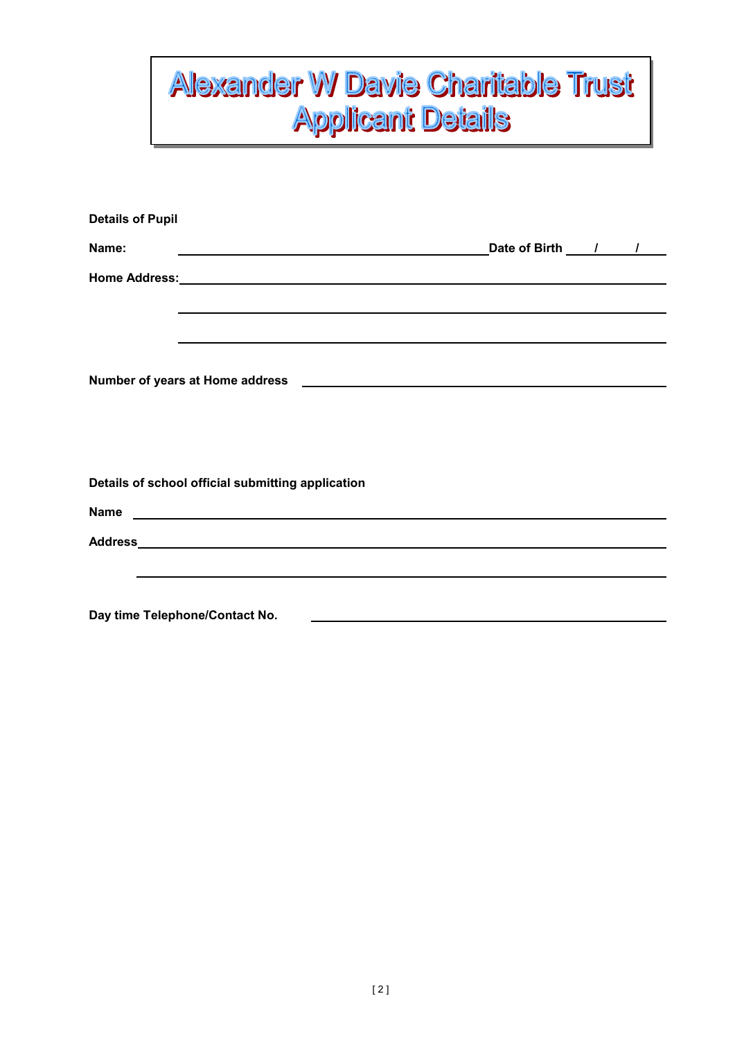# Alexander W Davie Charitable Trust
# Applicant Details

**Details of Pupil**

**Name:** ______________________________ **Date of Birth** ____/____/____

**Home Address:** ______________________________

______________________________

______________________________

**Number of years at Home address** ______________________________

**Details of school official submitting application**

**Name** ______________________________

**Address** ______________________________

______________________________

**Day time Telephone/Contact No.** ______________________________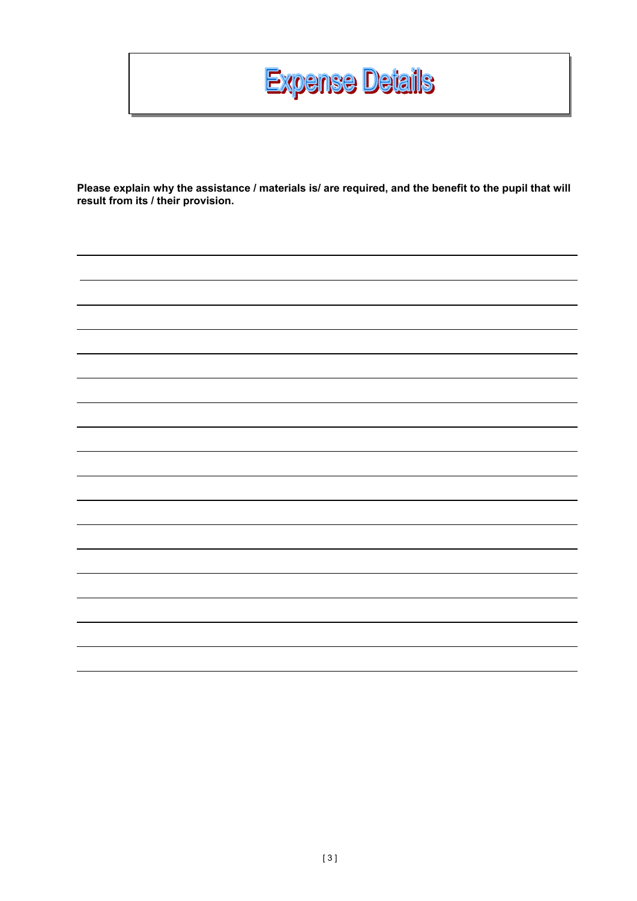# Expense Details

**Please explain why the assistance / materials is/ are required, and the benefit to the pupil that will result from its / their provision.**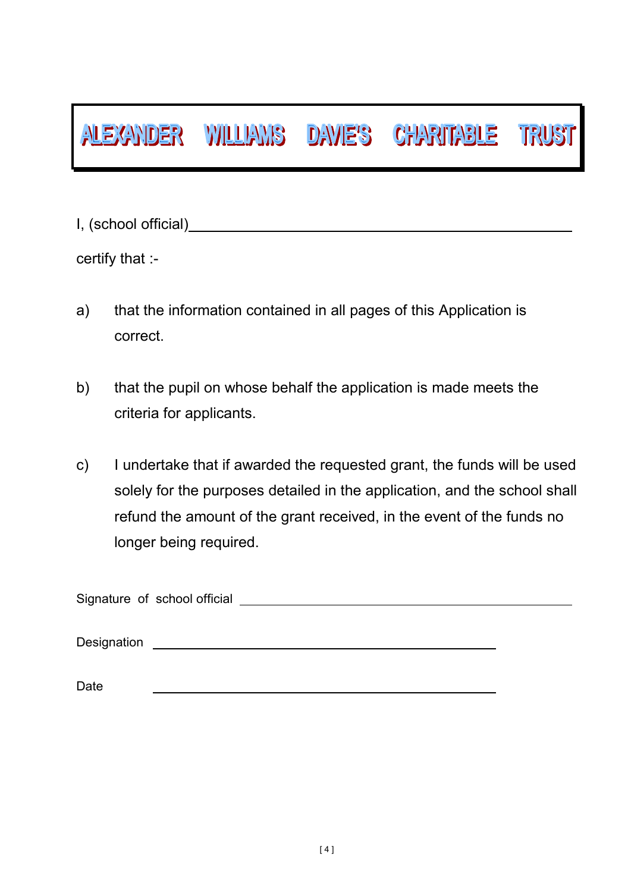# ALEXANDER WILLIAMS DAVIE'S CHARITABLE TRUST

I, (school official)\_\_\_\_\_\_\_\_\_\_\_\_\_\_\_\_\_\_\_\_\_\_\_\_\_\_\_\_\_\_\_\_\_\_\_\_\_\_\_\_\_\_\_\_

certify that :-

a) that the information contained in all pages of this Application is correct.

b) that the pupil on whose behalf the application is made meets the criteria for applicants.

c) I undertake that if awarded the requested grant, the funds will be used solely for the purposes detailed in the application, and the school shall refund the amount of the grant received, in the event of the funds no longer being required.

Signature of school official \_\_\_\_\_\_\_\_\_\_\_\_\_\_\_\_\_\_\_\_\_\_\_\_\_\_\_\_\_\_\_\_\_\_\_\_\_\_\_\_

Designation \_\_\_\_\_\_\_\_\_\_\_\_\_\_\_\_\_\_\_\_\_\_\_\_\_\_\_\_\_\_\_\_\_\_\_\_\_\_\_\_

Date \_\_\_\_\_\_\_\_\_\_\_\_\_\_\_\_\_\_\_\_\_\_\_\_\_\_\_\_\_\_\_\_\_\_\_\_\_\_\_\_